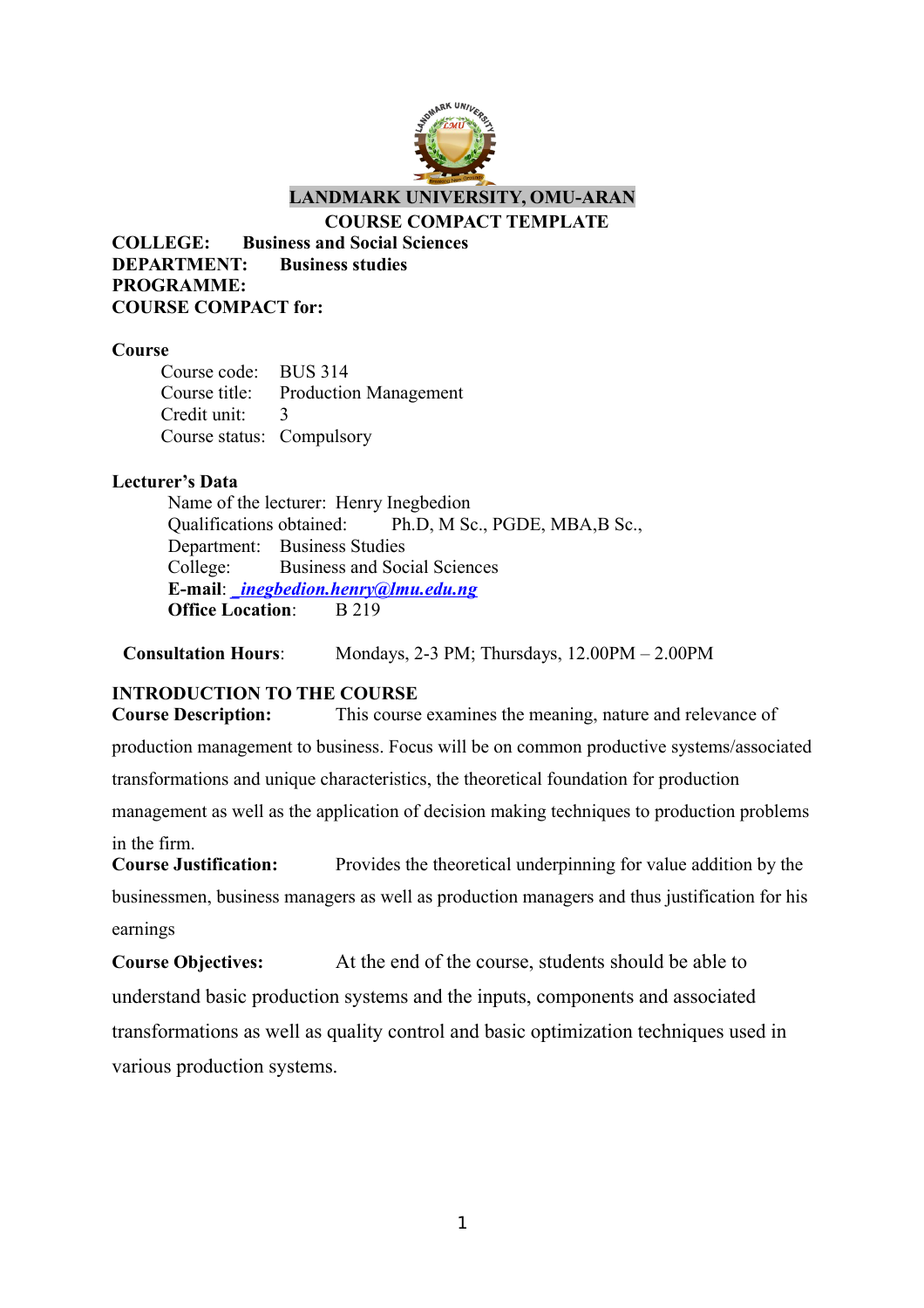# LANDMARK UNIVERSITY, OMU-ARAN

## COURSE COMPACT TEMPLATE

**COLLEGE:** **Business and Social Sciences**
**DEPARTMENT:** **Business studies**
**PROGRAMME:**
**COURSE COMPACT for:**

**Course**

Course code: BUS 314
Course title: Production Management
Credit unit: 3
Course status: Compulsory

**Lecturer's Data**

Name of the lecturer: Henry Inegbedion
Qualifications obtained: Ph.D, M Sc., PGDE, MBA,B Sc.,
Department: Business Studies
College: Business and Social Sciences
**E-mail**: *inegbedion.henry@lmu.edu.ng*
**Office Location**: B 219

**Consultation Hours**: Mondays, 2-3 PM; Thursdays, 12.00PM – 2.00PM

**INTRODUCTION TO THE COURSE**

**Course Description:** This course examines the meaning, nature and relevance of production management to business. Focus will be on common productive systems/associated transformations and unique characteristics, the theoretical foundation for production management as well as the application of decision making techniques to production problems in the firm.

**Course Justification:** Provides the theoretical underpinning for value addition by the businessmen, business managers as well as production managers and thus justification for his earnings

**Course Objectives:** At the end of the course, students should be able to understand basic production systems and the inputs, components and associated transformations as well as quality control and basic optimization techniques used in various production systems.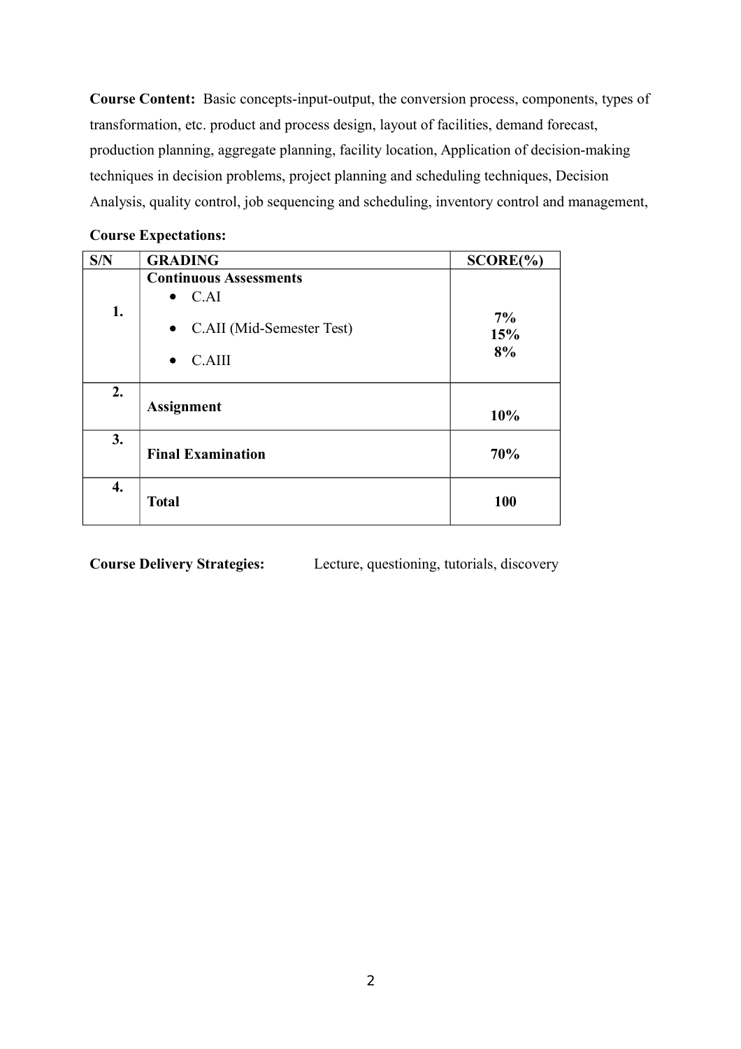**Course Content:** Basic concepts-input-output, the conversion process, components, types of transformation, etc. product and process design, layout of facilities, demand forecast, production planning, aggregate planning, facility location, Application of decision-making techniques in decision problems, project planning and scheduling techniques, Decision Analysis, quality control, job sequencing and scheduling, inventory control and management,

**Course Expectations:**

| S/N | GRADING | SCORE(%) |
|---|---|---|
| **1.** | **Continuous Assessments**<br>• C.AI<br>• C.AII (Mid-Semester Test)<br>• C.AIII | **7%**<br>**15%**<br>**8%** |
| **2.** | **Assignment** | **10%** |
| **3.** | **Final Examination** | **70%** |
| **4.** | **Total** | **100** |

**Course Delivery Strategies:** Lecture, questioning, tutorials, discovery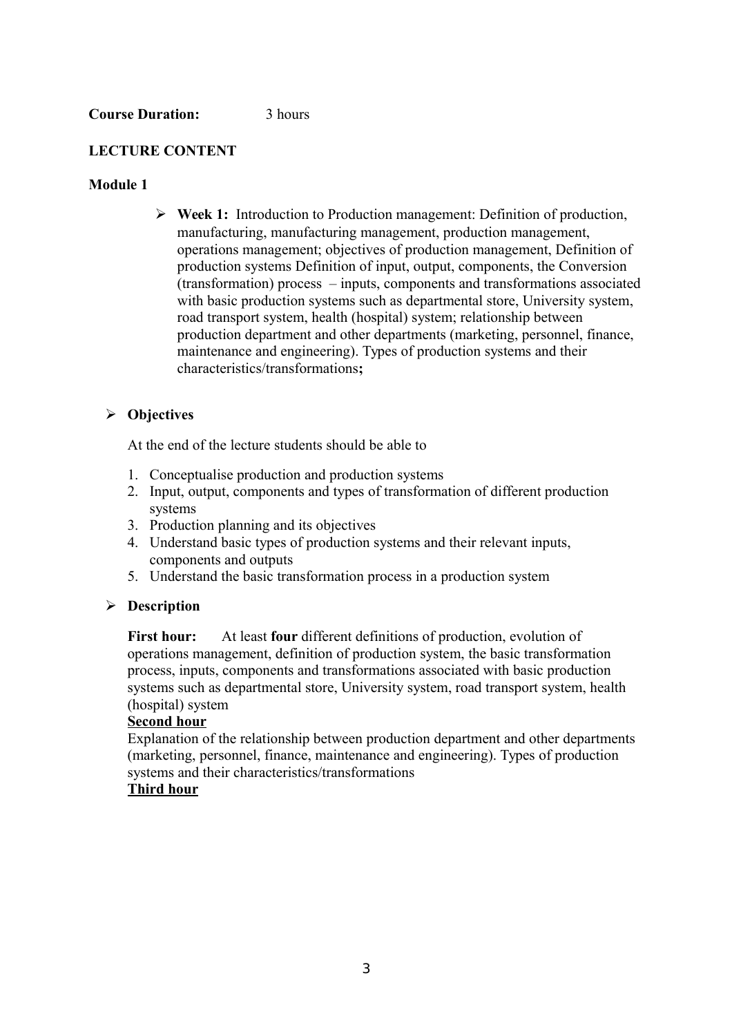**Course Duration:** 3 hours

**LECTURE CONTENT**

**Module 1**

- **Week 1:** Introduction to Production management: Definition of production, manufacturing, manufacturing management, production management, operations management; objectives of production management, Definition of production systems Definition of input, output, components, the Conversion (transformation) process – inputs, components and transformations associated with basic production systems such as departmental store, University system, road transport system, health (hospital) system; relationship between production department and other departments (marketing, personnel, finance, maintenance and engineering). Types of production systems and their characteristics/transformations**;**

- **Objectives**

  At the end of the lecture students should be able to

  1. Conceptualise production and production systems
  2. Input, output, components and types of transformation of different production systems
  3. Production planning and its objectives
  4. Understand basic types of production systems and their relevant inputs, components and outputs
  5. Understand the basic transformation process in a production system

- **Description**

  **First hour:** At least **four** different definitions of production, evolution of operations management, definition of production system, the basic transformation process, inputs, components and transformations associated with basic production systems such as departmental store, University system, road transport system, health (hospital) system

  **Second hour**

  Explanation of the relationship between production department and other departments (marketing, personnel, finance, maintenance and engineering). Types of production systems and their characteristics/transformations

  **Third hour**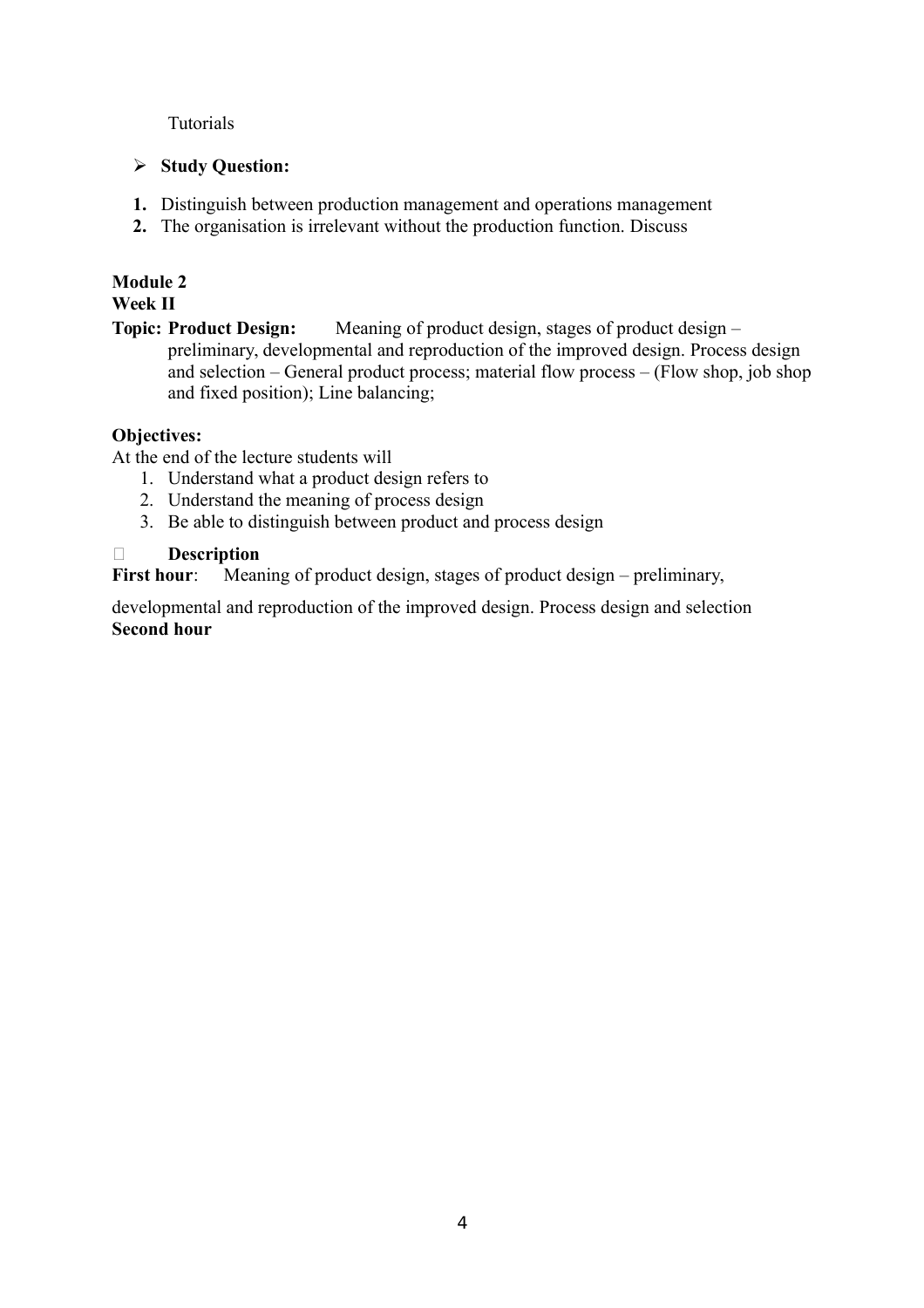Tutorials

- **Study Question:**

1. Distinguish between production management and operations management
2. The organisation is irrelevant without the production function. Discuss

**Module 2**
**Week II**

**Topic: Product Design:** Meaning of product design, stages of product design – preliminary, developmental and reproduction of the improved design. Process design and selection – General product process; material flow process – (Flow shop, job shop and fixed position); Line balancing;

**Objectives:**

At the end of the lecture students will

1. Understand what a product design refers to
2. Understand the meaning of process design
3. Be able to distinguish between product and process design

- **Description**

**First hour**: Meaning of product design, stages of product design – preliminary, developmental and reproduction of the improved design. Process design and selection

**Second hour**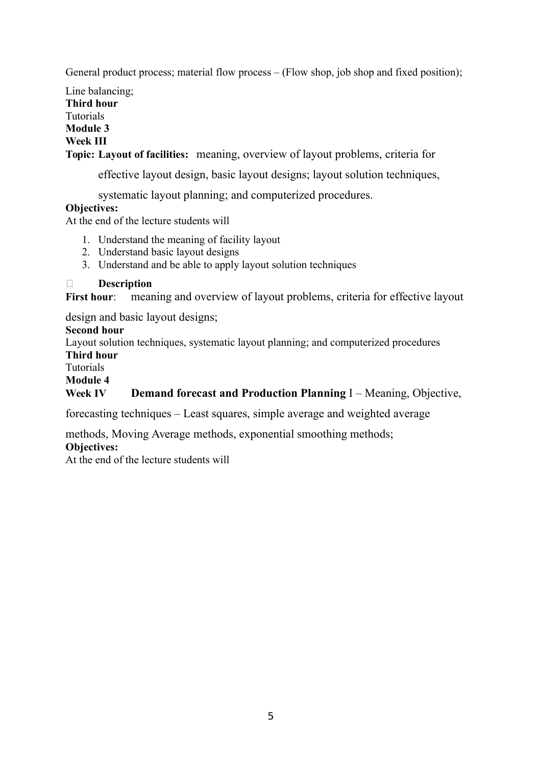General product process; material flow process – (Flow shop, job shop and fixed position);

Line balancing;

**Third hour**

Tutorials

**Module 3**

**Week III**

**Topic: Layout of facilities:** meaning, overview of layout problems, criteria for effective layout design, basic layout designs; layout solution techniques, systematic layout planning; and computerized procedures.

**Objectives:**

At the end of the lecture students will

1. Understand the meaning of facility layout
2. Understand basic layout designs
3. Understand and be able to apply layout solution techniques

- **Description**

**First hour**: meaning and overview of layout problems, criteria for effective layout design and basic layout designs;

**Second hour**

Layout solution techniques, systematic layout planning; and computerized procedures

**Third hour**

Tutorials

**Module 4**

**Week IV** **Demand forecast and Production Planning** I – Meaning, Objective, forecasting techniques – Least squares, simple average and weighted average methods, Moving Average methods, exponential smoothing methods;

**Objectives:**

At the end of the lecture students will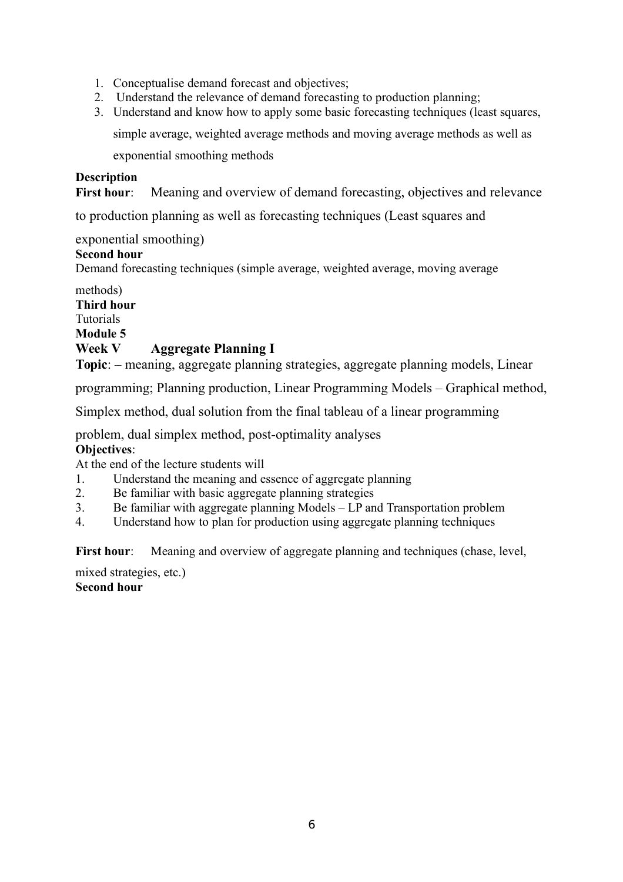1. Conceptualise demand forecast and objectives;
2. Understand the relevance of demand forecasting to production planning;
3. Understand and know how to apply some basic forecasting techniques (least squares, simple average, weighted average methods and moving average methods as well as exponential smoothing methods

**Description**

**First hour**: Meaning and overview of demand forecasting, objectives and relevance to production planning as well as forecasting techniques (Least squares and exponential smoothing)

**Second hour**

Demand forecasting techniques (simple average, weighted average, moving average methods)

**Third hour**

Tutorials

**Module 5**

**Week V Aggregate Planning I**

**Topic**: – meaning, aggregate planning strategies, aggregate planning models, Linear programming; Planning production, Linear Programming Models – Graphical method, Simplex method, dual solution from the final tableau of a linear programming problem, dual simplex method, post-optimality analyses

**Objectives**:

At the end of the lecture students will

1. Understand the meaning and essence of aggregate planning
2. Be familiar with basic aggregate planning strategies
3. Be familiar with aggregate planning Models – LP and Transportation problem
4. Understand how to plan for production using aggregate planning techniques

**First hour**: Meaning and overview of aggregate planning and techniques (chase, level, mixed strategies, etc.)

**Second hour**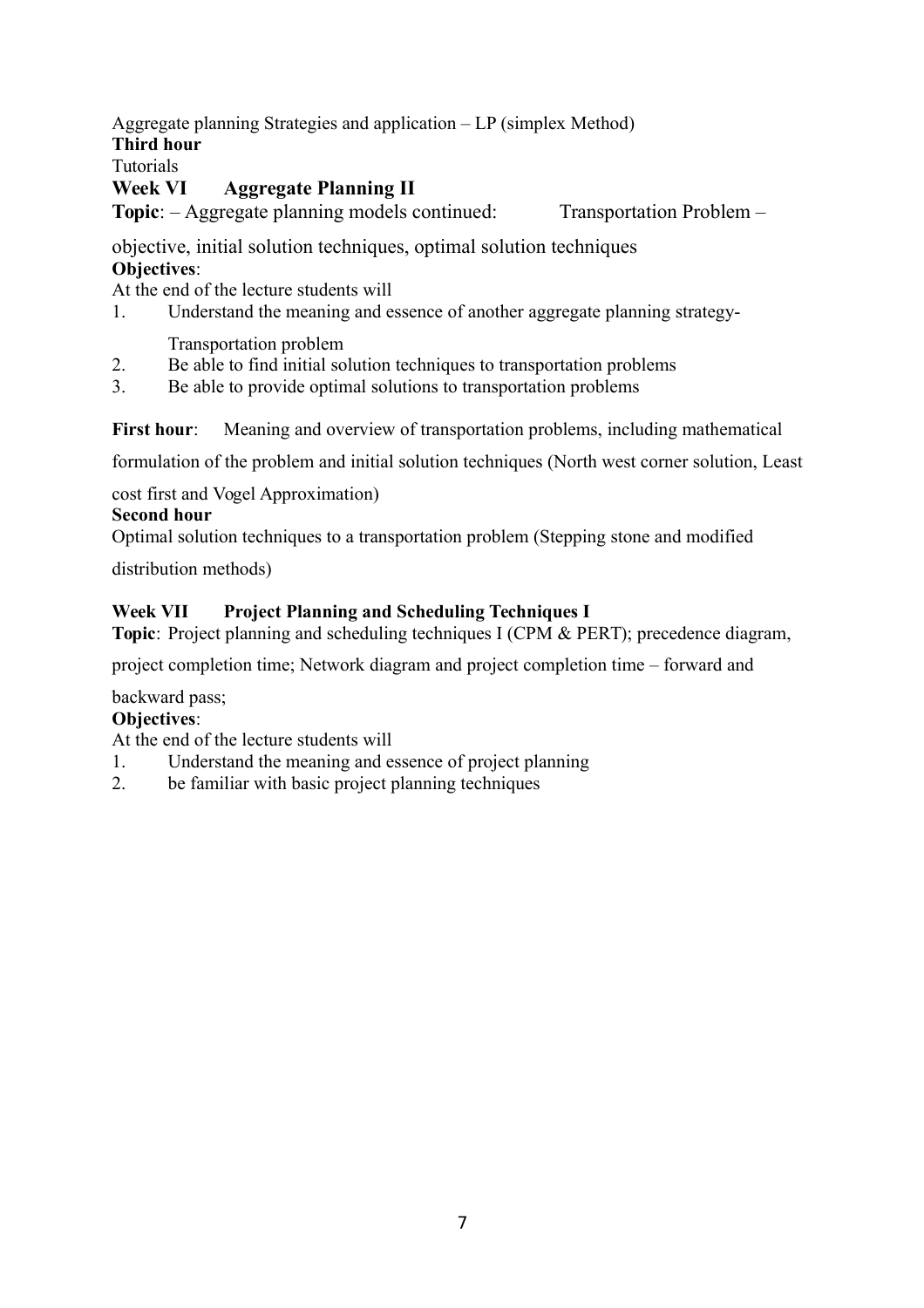Aggregate planning Strategies and application – LP (simplex Method)

**Third hour**

Tutorials

## Week VI Aggregate Planning II

**Topic**: – Aggregate planning models continued: Transportation Problem – objective, initial solution techniques, optimal solution techniques

**Objectives**:

At the end of the lecture students will

1. Understand the meaning and essence of another aggregate planning strategy- Transportation problem
2. Be able to find initial solution techniques to transportation problems
3. Be able to provide optimal solutions to transportation problems

**First hour**: Meaning and overview of transportation problems, including mathematical formulation of the problem and initial solution techniques (North west corner solution, Least cost first and Vogel Approximation)

**Second hour**

Optimal solution techniques to a transportation problem (Stepping stone and modified distribution methods)

## Week VII Project Planning and Scheduling Techniques I

**Topic**: Project planning and scheduling techniques I (CPM & PERT); precedence diagram, project completion time; Network diagram and project completion time – forward and backward pass;

**Objectives**:

At the end of the lecture students will

1. Understand the meaning and essence of project planning
2. be familiar with basic project planning techniques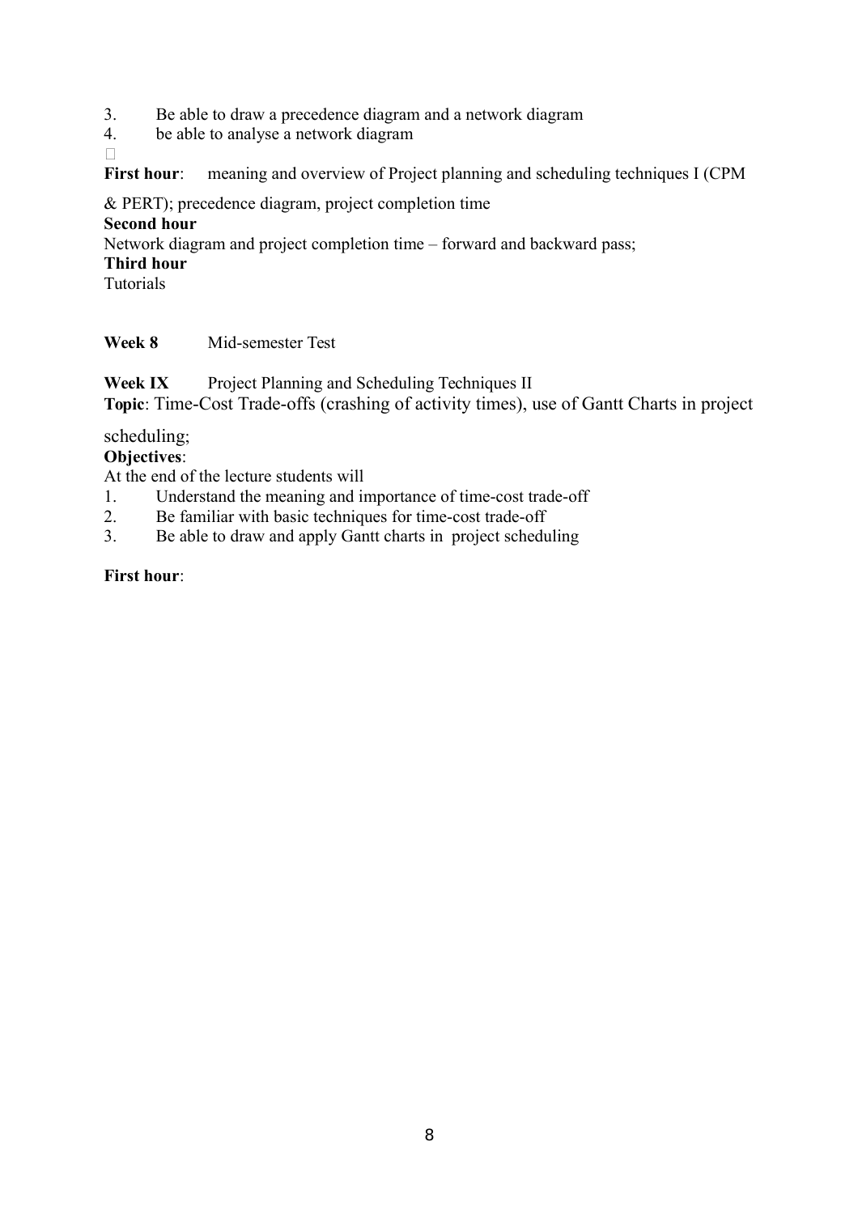3. Be able to draw a precedence diagram and a network diagram
4. be able to analyse a network diagram

**First hour**: meaning and overview of Project planning and scheduling techniques I (CPM & PERT); precedence diagram, project completion time

**Second hour**

Network diagram and project completion time – forward and backward pass;

**Third hour**

Tutorials

**Week 8** Mid-semester Test

**Week IX** Project Planning and Scheduling Techniques II

**Topic**: Time-Cost Trade-offs (crashing of activity times), use of Gantt Charts in project scheduling;

**Objectives**:

At the end of the lecture students will

1. Understand the meaning and importance of time-cost trade-off
2. Be familiar with basic techniques for time-cost trade-off
3. Be able to draw and apply Gantt charts in project scheduling

**First hour**: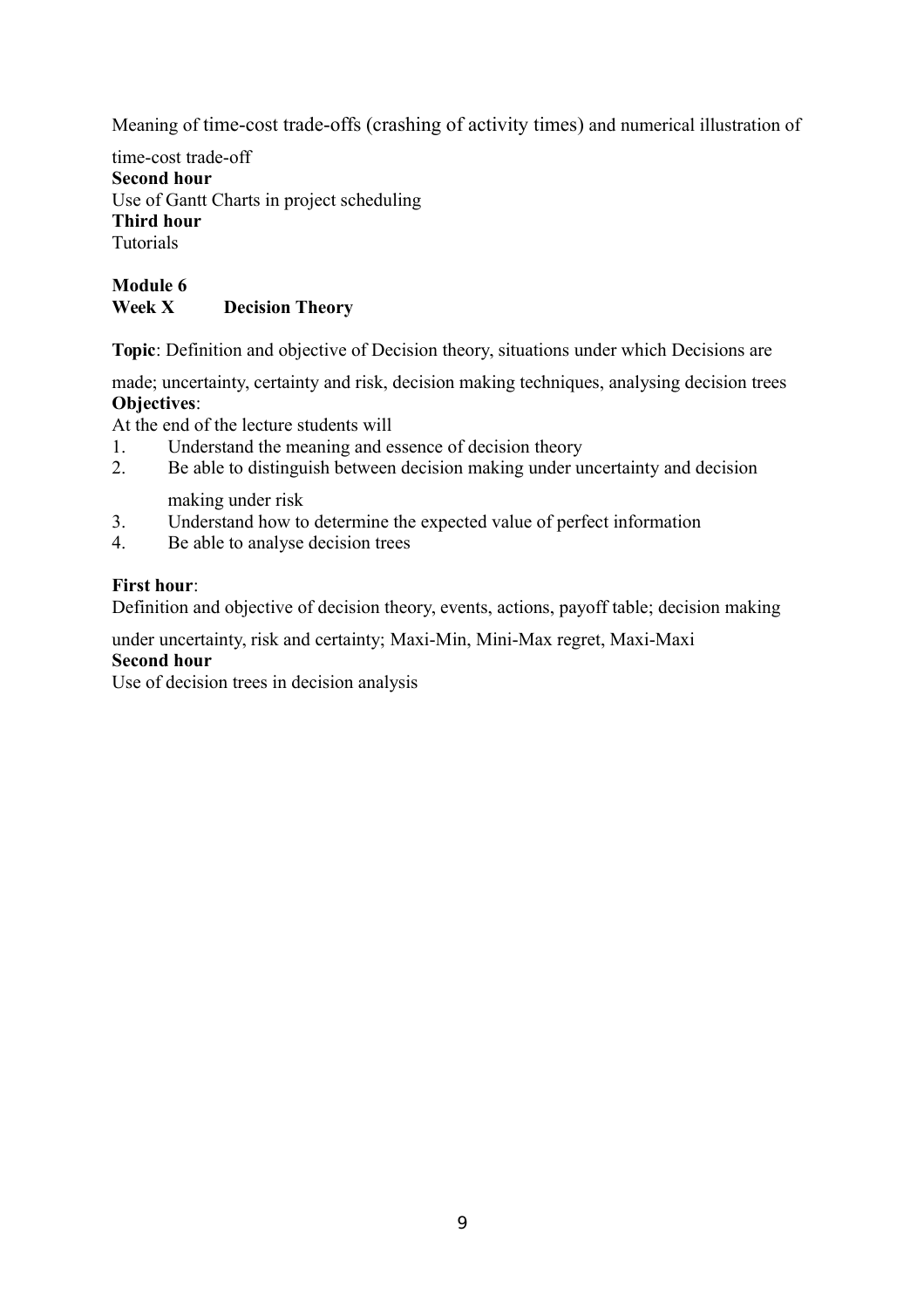Meaning of time-cost trade-offs (crashing of activity times) and numerical illustration of time-cost trade-off

**Second hour**

Use of Gantt Charts in project scheduling

**Third hour**

Tutorials

**Module 6**

**Week X Decision Theory**

**Topic**: Definition and objective of Decision theory, situations under which Decisions are made; uncertainty, certainty and risk, decision making techniques, analysing decision trees

**Objectives**:

At the end of the lecture students will

1. Understand the meaning and essence of decision theory
2. Be able to distinguish between decision making under uncertainty and decision making under risk
3. Understand how to determine the expected value of perfect information
4. Be able to analyse decision trees

**First hour**:

Definition and objective of decision theory, events, actions, payoff table; decision making under uncertainty, risk and certainty; Maxi-Min, Mini-Max regret, Maxi-Maxi

**Second hour**

Use of decision trees in decision analysis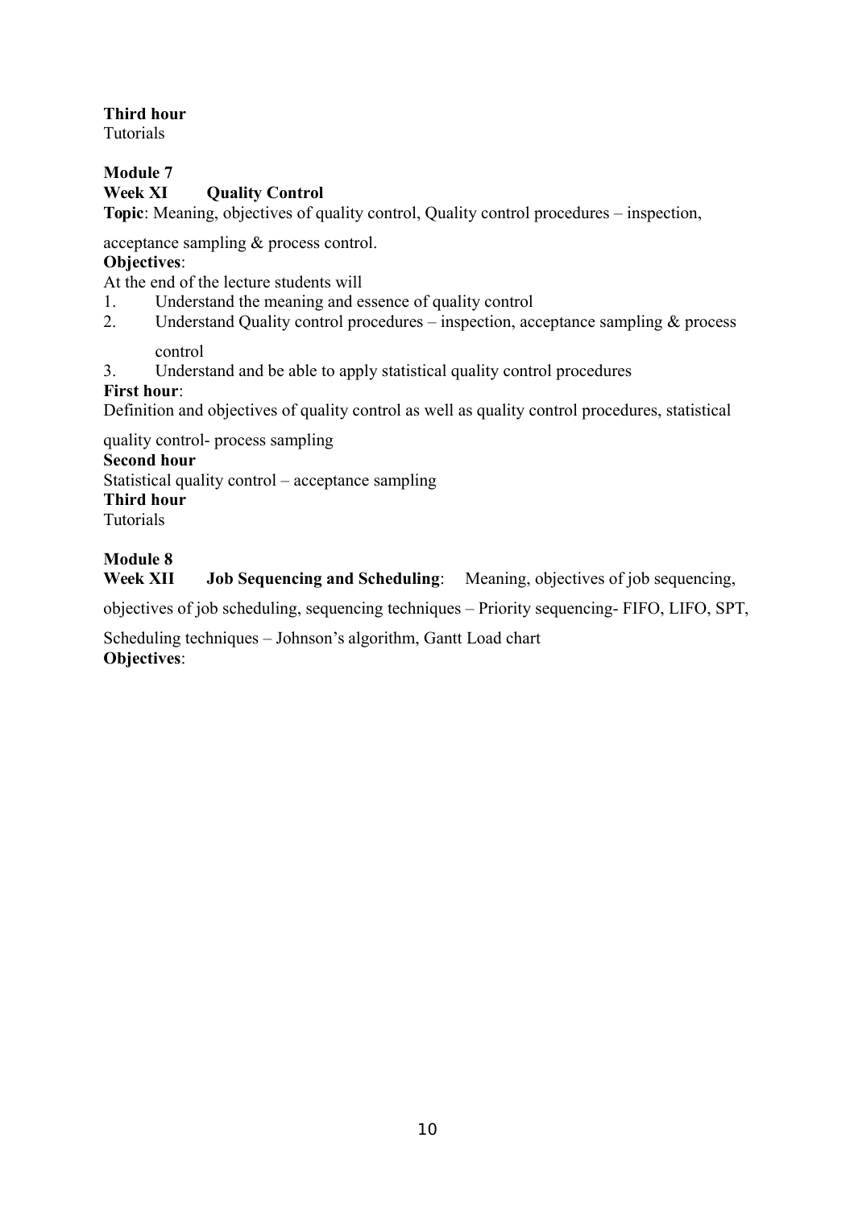**Third hour**
Tutorials

**Module 7**
**Week XI Quality Control**
**Topic**: Meaning, objectives of quality control, Quality control procedures – inspection, acceptance sampling & process control.
**Objectives**:
At the end of the lecture students will

1. Understand the meaning and essence of quality control
2. Understand Quality control procedures – inspection, acceptance sampling & process control
3. Understand and be able to apply statistical quality control procedures

**First hour**:
Definition and objectives of quality control as well as quality control procedures, statistical quality control- process sampling
**Second hour**
Statistical quality control – acceptance sampling
**Third hour**
Tutorials

**Module 8**
**Week XII Job Sequencing and Scheduling**: Meaning, objectives of job sequencing, objectives of job scheduling, sequencing techniques – Priority sequencing- FIFO, LIFO, SPT, Scheduling techniques – Johnson's algorithm, Gantt Load chart
**Objectives**: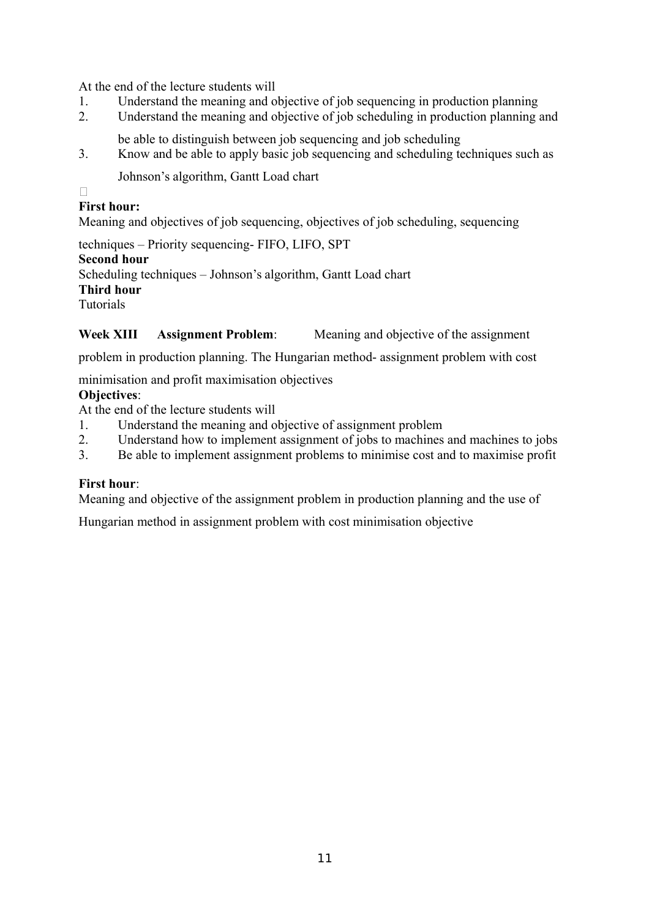At the end of the lecture students will

1. Understand the meaning and objective of job sequencing in production planning
2. Understand the meaning and objective of job scheduling in production planning and be able to distinguish between job sequencing and job scheduling
3. Know and be able to apply basic job sequencing and scheduling techniques such as Johnson's algorithm, Gantt Load chart

**First hour:**
Meaning and objectives of job sequencing, objectives of job scheduling, sequencing techniques – Priority sequencing- FIFO, LIFO, SPT

**Second hour**
Scheduling techniques – Johnson's algorithm, Gantt Load chart

**Third hour**
Tutorials

**Week XIII Assignment Problem**: Meaning and objective of the assignment problem in production planning. The Hungarian method- assignment problem with cost minimisation and profit maximisation objectives

**Objectives**:
At the end of the lecture students will

1. Understand the meaning and objective of assignment problem
2. Understand how to implement assignment of jobs to machines and machines to jobs
3. Be able to implement assignment problems to minimise cost and to maximise profit

**First hour**:
Meaning and objective of the assignment problem in production planning and the use of Hungarian method in assignment problem with cost minimisation objective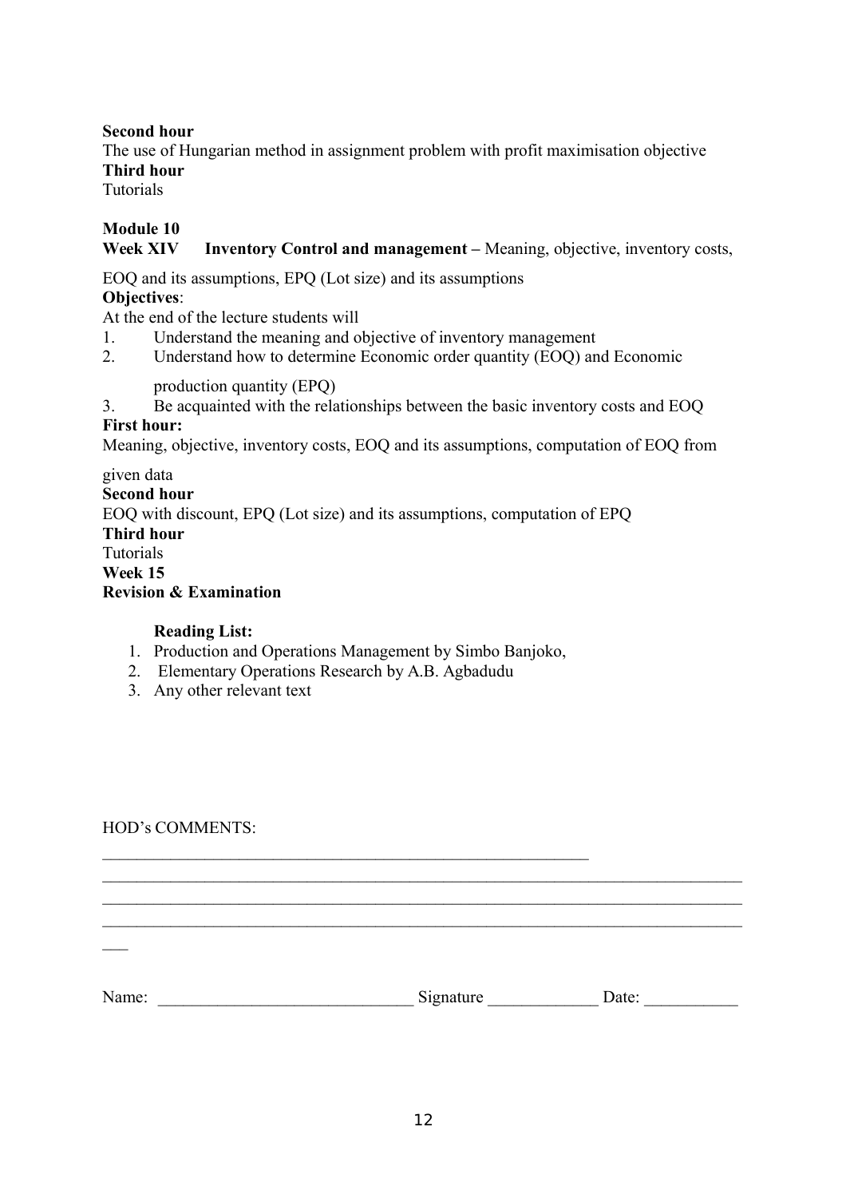**Second hour**

The use of Hungarian method in assignment problem with profit maximisation objective

**Third hour**

Tutorials

**Module 10**

**Week XIV Inventory Control and management –** Meaning, objective, inventory costs, EOQ and its assumptions, EPQ (Lot size) and its assumptions

**Objectives**:

At the end of the lecture students will

1. Understand the meaning and objective of inventory management
2. Understand how to determine Economic order quantity (EOQ) and Economic production quantity (EPQ)
3. Be acquainted with the relationships between the basic inventory costs and EOQ

**First hour:**

Meaning, objective, inventory costs, EOQ and its assumptions, computation of EOQ from given data

**Second hour**

EOQ with discount, EPQ (Lot size) and its assumptions, computation of EPQ

**Third hour**

Tutorials

**Week 15**

**Revision & Examination**

**Reading List:**

1. Production and Operations Management by Simbo Banjoko,
2. Elementary Operations Research by A.B. Agbadudu
3. Any other relevant text

HOD's COMMENTS:

______________________________________________________________

______________________________________________________________

______________________________________________________________

______________________________________________________________

___

Name: ______________________________ Signature _____________ Date: ___________